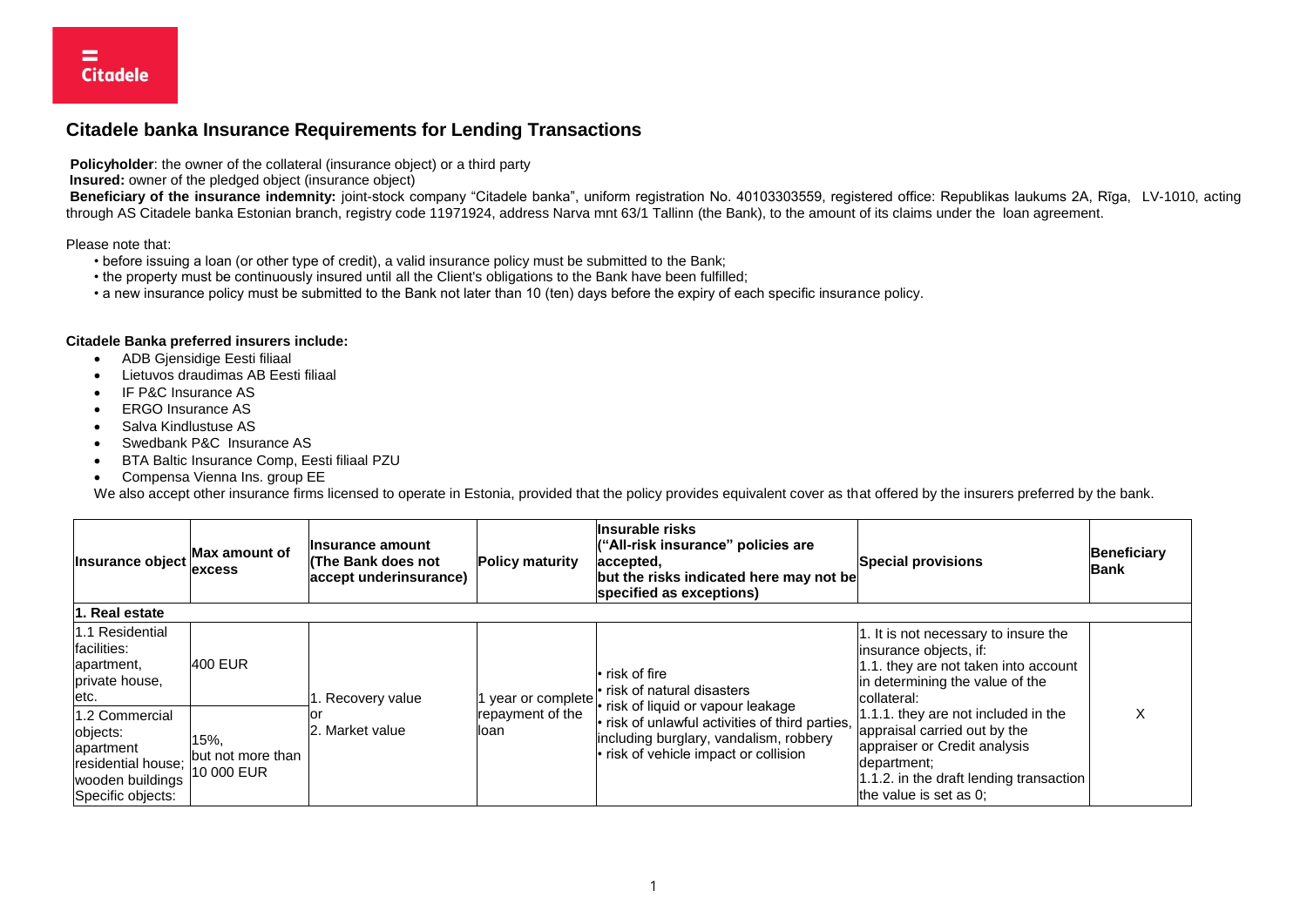# Citadele banka Insurance Requirements for Lending Transactions

**Policyholder**: the owner of the collateral (insurance object) or a third party

**Insured:** owner of the pledged object (insurance object)

**Beneficiary of the insurance indemnity:** joint-stock company "Citadele banka", uniform registration No. 40103303559, registered office: Republikas laukums 2A, Rīga, LV-1010, acting through AS Citadele banka Estonian branch, registry code 11971924, address Narva mnt 63/1 Tallinn (the Bank), to the amount of its claims under the loan agreement.

Please note that:

- before issuing a loan (or other type of credit), a valid insurance policy must be submitted to the Bank;
- the property must be continuously insured until all the Client's obligations to the Bank have been fulfilled;
- a new insurance policy must be submitted to the Bank not later than 10 (ten) days before the expiry of each specific insurance policy.

**Citadele Banka preferred insurers include:**

- ADB Gjensidige Eesti filiaal
- Lietuvos draudimas AB Eesti filiaal
- IF P&C Insurance AS
- ERGO Insurance AS
- Salva Kindlustuse AS
- Swedbank P&C Insurance AS
- BTA Baltic Insurance Comp, Eesti filiaal PZU
- Compensa Vienna Ins. group EE

We also accept other insurance firms licensed to operate in Estonia, provided that the policy provides equivalent cover as that offered by the insurers preferred by the bank.

| Insurance object | Max amount of excess | Insurance amount (The Bank does not accept underinsurance) | Policy maturity | Insurable risks ("All-risk insurance" policies are accepted, but the risks indicated here may not be specified as exceptions) | Special provisions | Beneficiary Bank |
|---|---|---|---|---|---|---|
| **1. Real estate** | | | | | | |
| 1.1 Residential facilities: apartment, private house, etc. | 400 EUR | 1. Recovery value or 2. Market value | 1 year or complete repayment of the loan | • risk of fire<br>• risk of natural disasters<br>• risk of liquid or vapour leakage<br>• risk of unlawful activities of third parties, including burglary, vandalism, robbery<br>• risk of vehicle impact or collision | 1. It is not necessary to insure the insurance objects, if:<br>1.1. they are not taken into account in determining the value of the collateral:<br>1.1.1. they are not included in the appraisal carried out by the appraiser or Credit analysis department;<br>1.1.2. in the draft lending transaction the value is set as 0; | X |
| 1.2 Commercial objects: apartment residential house; wooden buildings Specific objects: | 15%, but not more than 10 000 EUR | | | | | |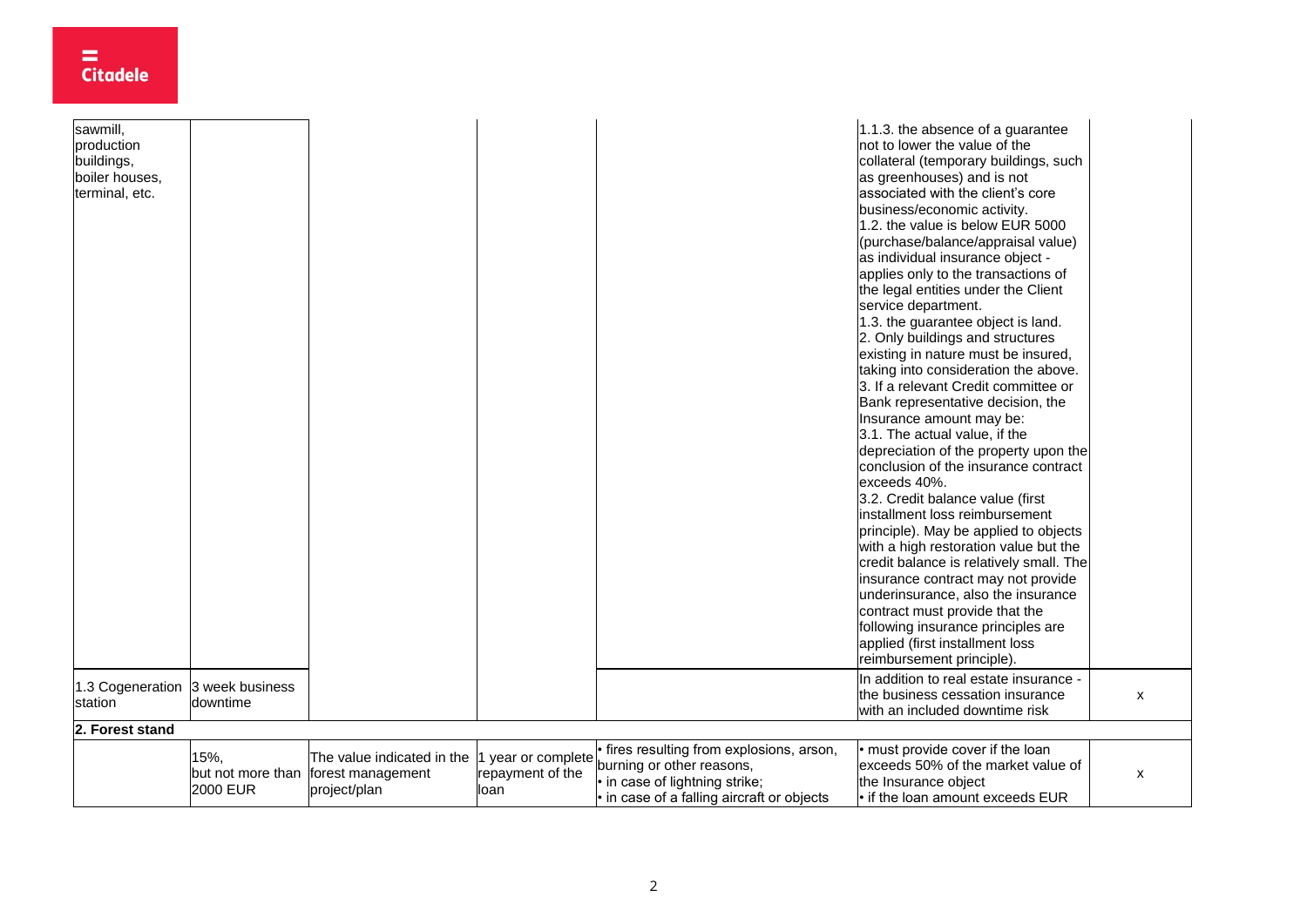| | | | | | | |
|---|---|---|---|---|---|---|
| sawmill, production buildings, boiler houses, terminal, etc. | | | | | 1.1.3. the absence of a guarantee not to lower the value of the collateral (temporary buildings, such as greenhouses) and is not associated with the client's core business/economic activity.<br>1.2. the value is below EUR 5000 (purchase/balance/appraisal value) as individual insurance object - applies only to the transactions of the legal entities under the Client service department.<br>1.3. the guarantee object is land.<br>2. Only buildings and structures existing in nature must be insured, taking into consideration the above.<br>3. If a relevant Credit committee or Bank representative decision, the Insurance amount may be:<br>3.1. The actual value, if the depreciation of the property upon the conclusion of the insurance contract exceeds 40%.<br>3.2. Credit balance value (first installment loss reimbursement principle). May be applied to objects with a high restoration value but the credit balance is relatively small. The insurance contract may not provide underinsurance, also the insurance contract must provide that the following insurance principles are applied (first installment loss reimbursement principle). | |
| 1.3 Cogeneration station | 3 week business downtime | | | | In addition to real estate insurance - the business cessation insurance with an included downtime risk | x |
| **2. Forest stand** | | | | | | |
| | 15%, but not more than 2000 EUR | The value indicated in the forest management project/plan | 1 year or complete repayment of the loan | • fires resulting from explosions, arson, burning or other reasons,<br>• in case of lightning strike;<br>• in case of a falling aircraft or objects | • must provide cover if the loan exceeds 50% of the market value of the Insurance object<br>• if the loan amount exceeds EUR | x |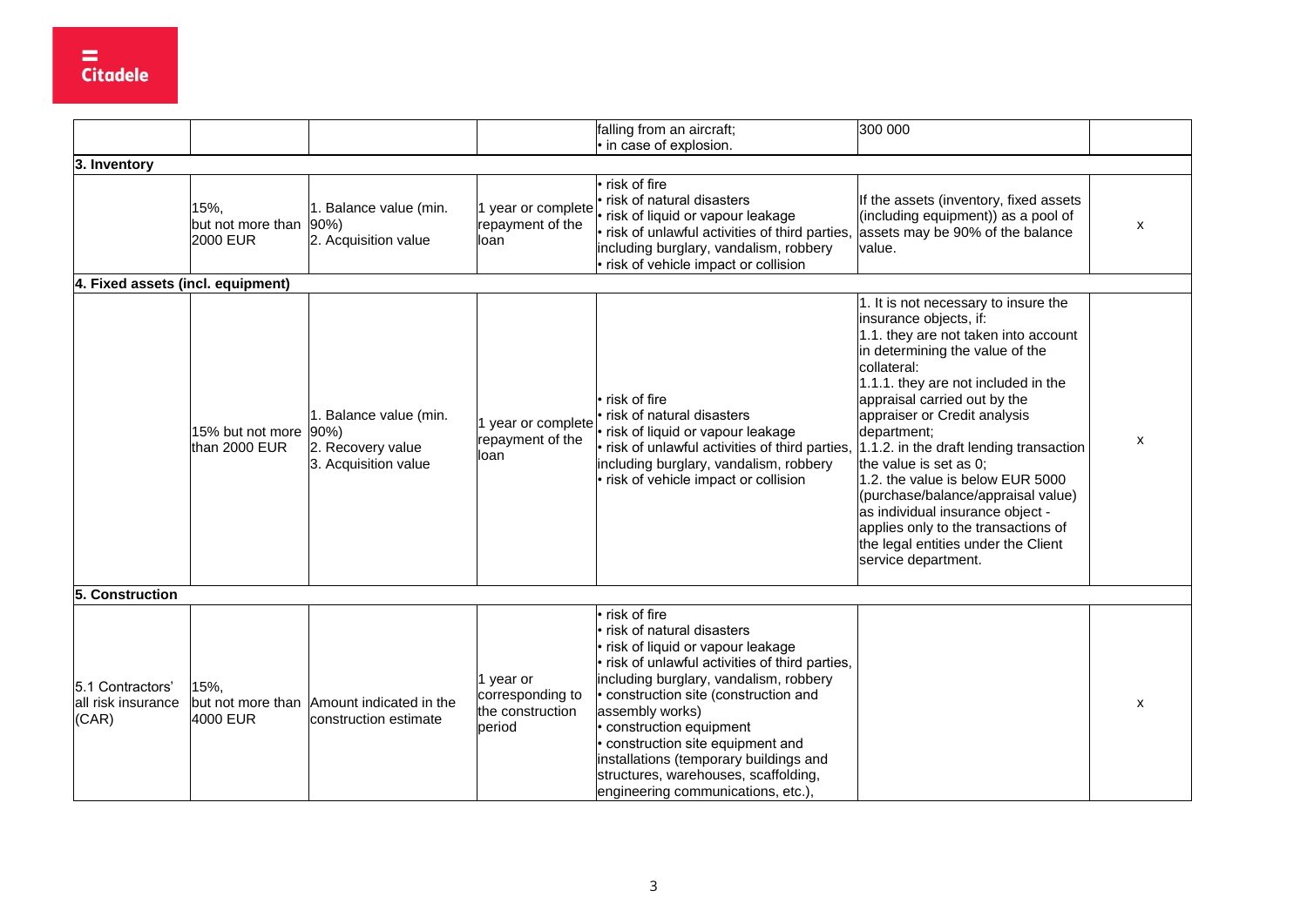| | | | | falling from an aircraft;<br>• in case of explosion. | 300 000 | |
|---|---|---|---|---|---|---|
| **3. Inventory** | | | | | | |
| | 15%,<br>but not more than 2000 EUR | 1. Balance value (min. 90%)<br>2. Acquisition value | 1 year or complete repayment of the loan | • risk of fire<br>• risk of natural disasters<br>• risk of liquid or vapour leakage<br>• risk of unlawful activities of third parties, including burglary, vandalism, robbery<br>• risk of vehicle impact or collision | If the assets (inventory, fixed assets (including equipment)) as a pool of assets may be 90% of the balance value. | x |
| **4. Fixed assets (incl. equipment)** | | | | | | |
| | 15% but not more than 2000 EUR | 1. Balance value (min. 90%)<br>2. Recovery value<br>3. Acquisition value | 1 year or complete repayment of the loan | • risk of fire<br>• risk of natural disasters<br>• risk of liquid or vapour leakage<br>• risk of unlawful activities of third parties, including burglary, vandalism, robbery<br>• risk of vehicle impact or collision | 1. It is not necessary to insure the insurance objects, if:<br>1.1. they are not taken into account in determining the value of the collateral:<br>1.1.1. they are not included in the appraisal carried out by the appraiser or Credit analysis department;<br>1.1.2. in the draft lending transaction the value is set as 0;<br>1.2. the value is below EUR 5000 (purchase/balance/appraisal value) as individual insurance object - applies only to the transactions of the legal entities under the Client service department. | x |
| **5. Construction** | | | | | | |
| 5.1 Contractors' all risk insurance (CAR) | 15%,<br>but not more than 4000 EUR | Amount indicated in the construction estimate | 1 year or corresponding to the construction period | • risk of fire<br>• risk of natural disasters<br>• risk of liquid or vapour leakage<br>• risk of unlawful activities of third parties, including burglary, vandalism, robbery<br>• construction site (construction and assembly works)<br>• construction equipment<br>• construction site equipment and installations (temporary buildings and structures, warehouses, scaffolding, engineering communications, etc.), | | x |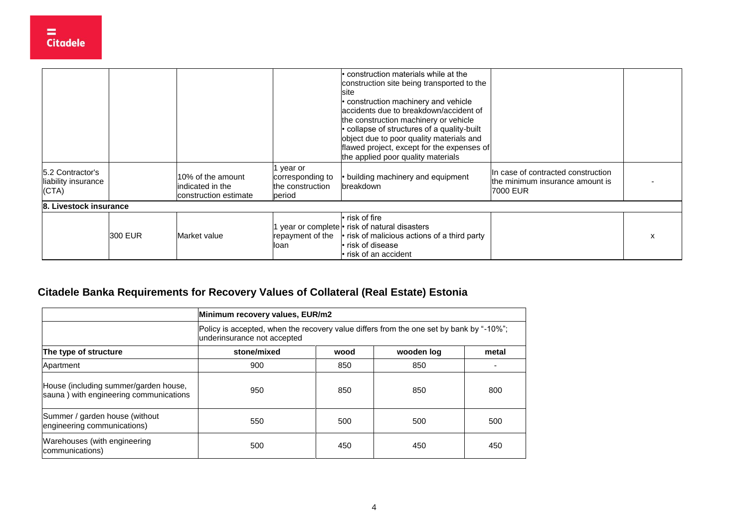| | | | | | | |
|---|---|---|---|---|---|---|
| | | | | • construction materials while at the construction site being transported to the site<br>• construction machinery and vehicle accidents due to breakdown/accident of the construction machinery or vehicle<br>• collapse of structures of a quality-built object due to poor quality materials and flawed project, except for the expenses of the applied poor quality materials | | |
| 5.2 Contractor's liability insurance (CTA) | | 10% of the amount indicated in the construction estimate | 1 year or corresponding to the construction period | • building machinery and equipment breakdown | In case of contracted construction the minimum insurance amount is 7000 EUR | - |
| **8. Livestock insurance** | | | | | | |
| | 300 EUR | Market value | 1 year or complete repayment of the loan | • risk of fire<br>• risk of natural disasters<br>• risk of malicious actions of a third party<br>• risk of disease<br>• risk of an accident | | x |

## Citadele Banka Requirements for Recovery Values of Collateral (Real Estate) Estonia

| | **Minimum recovery values, EUR/m2** | | | |
|---|---|---|---|---|
| | Policy is accepted, when the recovery value differs from the one set by bank by "-10%"; underinsurance not accepted | | | |
| **The type of structure** | **stone/mixed** | **wood** | **wooden log** | **metal** |
| Apartment | 900 | 850 | 850 | - |
| House (including summer/garden house, sauna ) with engineering communications | 950 | 850 | 850 | 800 |
| Summer / garden house (without engineering communications) | 550 | 500 | 500 | 500 |
| Warehouses (with engineering communications) | 500 | 450 | 450 | 450 |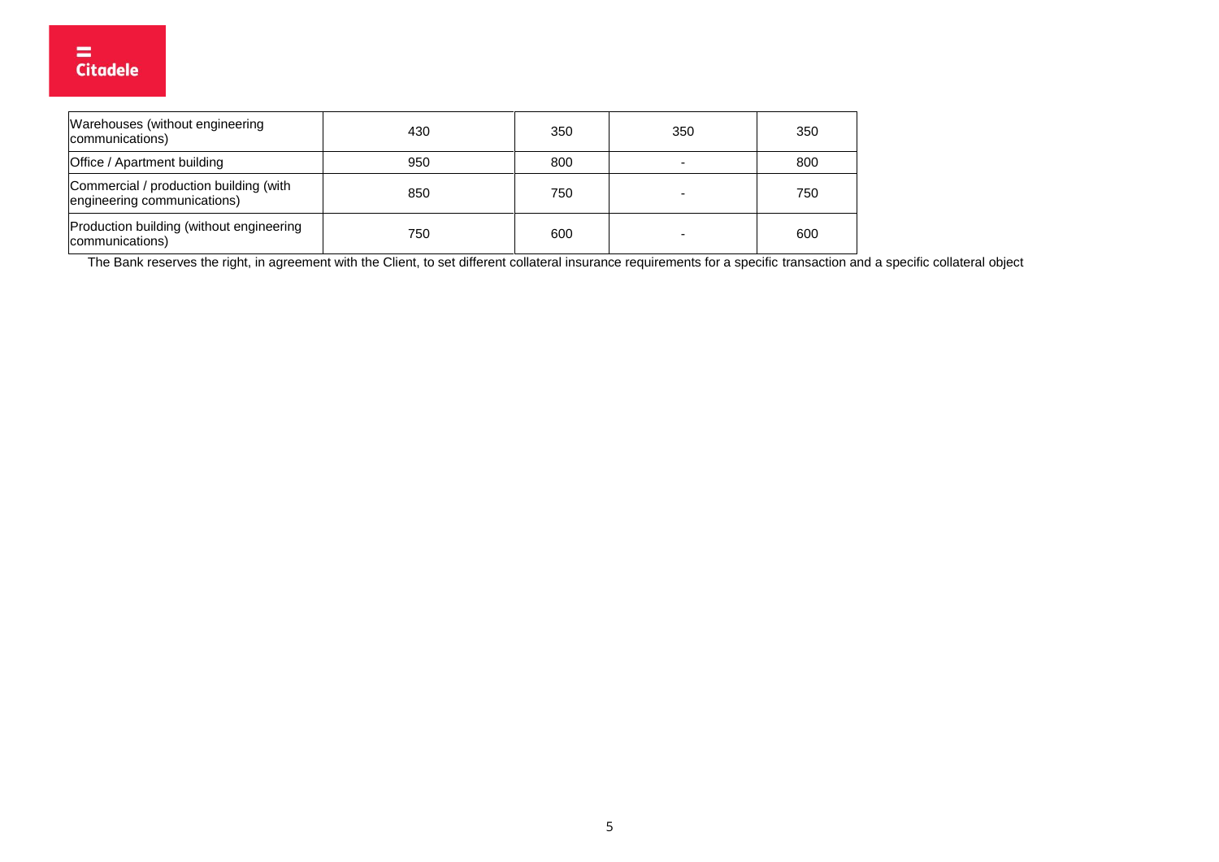| | | | | |
|---|---|---|---|---|
| Warehouses (without engineering communications) | 430 | 350 | 350 | 350 |
| Office / Apartment building | 950 | 800 | - | 800 |
| Commercial / production building (with engineering communications) | 850 | 750 | - | 750 |
| Production building (without engineering communications) | 750 | 600 | - | 600 |

The Bank reserves the right, in agreement with the Client, to set different collateral insurance requirements for a specific transaction and a specific collateral object